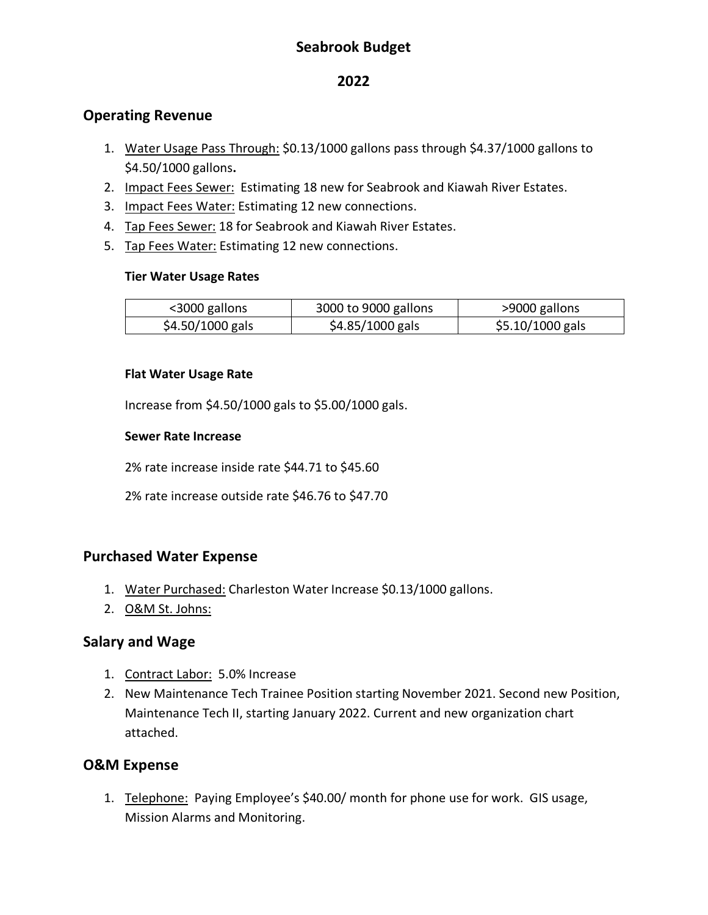# Seabrook Budget

# 2022

## Operating Revenue

1. <u>Water Usage Pass Through:</u> $0.13/1000 gallons pass through $4.37/1000 gallons to $4.50/1000 gallons**.**
2. <u>Impact Fees Sewer:</u> Estimating 18 new for Seabrook and Kiawah River Estates.
3. <u>Impact Fees Water:</u> Estimating 12 new connections.
4. <u>Tap Fees Sewer:</u> 18 for Seabrook and Kiawah River Estates.
5. <u>Tap Fees Water:</u> Estimating 12 new connections.

**Tier Water Usage Rates**

| <3000 gallons | 3000 to 9000 gallons | >9000 gallons |
|---|---|---|
| $4.50/1000 gals | $4.85/1000 gals | $5.10/1000 gals |

**Flat Water Usage Rate**

Increase from $4.50/1000 gals to $5.00/1000 gals.

**Sewer Rate Increase**

2% rate increase inside rate $44.71 to $45.60

2% rate increase outside rate $46.76 to $47.70

## Purchased Water Expense

1. <u>Water Purchased:</u> Charleston Water Increase $0.13/1000 gallons.
2. <u>O&M St. Johns:</u>

## Salary and Wage

1. <u>Contract Labor:</u> 5.0% Increase
2. New Maintenance Tech Trainee Position starting November 2021. Second new Position, Maintenance Tech II, starting January 2022. Current and new organization chart attached.

## O&M Expense

1. <u>Telephone:</u> Paying Employee's $40.00/ month for phone use for work. GIS usage, Mission Alarms and Monitoring.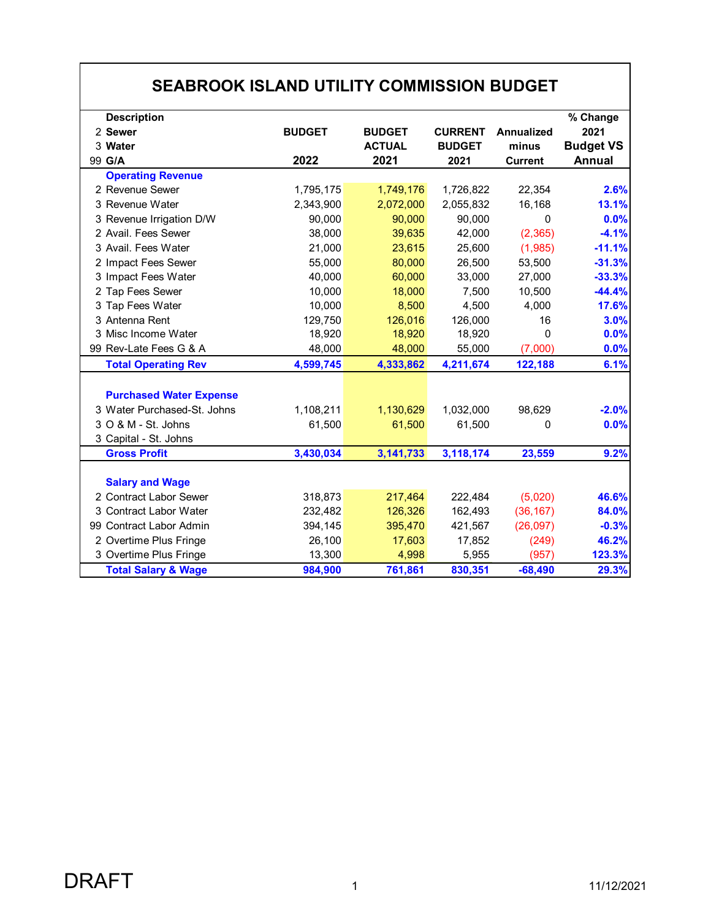# SEABROOK ISLAND UTILITY COMMISSION BUDGET

| Description<br>2 Sewer<br>3 Water<br>99 G/A | BUDGET<br><br>2022 | BUDGET ACTUAL<br>2021 | CURRENT BUDGET<br>2021 | Annualized minus Current | % Change 2021 Budget VS Annual |
|---|---|---|---|---|---|
| **Operating Revenue** | | | | | |
| 2 Revenue Sewer | 1,795,175 | 1,749,176 | 1,726,822 | 22,354 | 2.6% |
| 3 Revenue Water | 2,343,900 | 2,072,000 | 2,055,832 | 16,168 | 13.1% |
| 3 Revenue Irrigation D/W | 90,000 | 90,000 | 90,000 | 0 | 0.0% |
| 2 Avail. Fees Sewer | 38,000 | 39,635 | 42,000 | (2,365) | -4.1% |
| 3 Avail. Fees Water | 21,000 | 23,615 | 25,600 | (1,985) | -11.1% |
| 2 Impact Fees Sewer | 55,000 | 80,000 | 26,500 | 53,500 | -31.3% |
| 3 Impact Fees Water | 40,000 | 60,000 | 33,000 | 27,000 | -33.3% |
| 2 Tap Fees Sewer | 10,000 | 18,000 | 7,500 | 10,500 | -44.4% |
| 3 Tap Fees Water | 10,000 | 8,500 | 4,500 | 4,000 | 17.6% |
| 3 Antenna Rent | 129,750 | 126,016 | 126,000 | 16 | 3.0% |
| 3 Misc Income Water | 18,920 | 18,920 | 18,920 | 0 | 0.0% |
| 99 Rev-Late Fees G & A | 48,000 | 48,000 | 55,000 | (7,000) | 0.0% |
| **Total Operating Rev** | **4,599,745** | **4,333,862** | **4,211,674** | **122,188** | **6.1%** |
| | | | | | |
| **Purchased Water Expense** | | | | | |
| 3 Water Purchased-St. Johns | 1,108,211 | 1,130,629 | 1,032,000 | 98,629 | -2.0% |
| 3 O & M - St. Johns | 61,500 | 61,500 | 61,500 | 0 | 0.0% |
| 3 Capital - St. Johns | | | | | |
| **Gross Profit** | **3,430,034** | **3,141,733** | **3,118,174** | **23,559** | **9.2%** |
| | | | | | |
| **Salary and Wage** | | | | | |
| 2 Contract Labor Sewer | 318,873 | 217,464 | 222,484 | (5,020) | 46.6% |
| 3 Contract Labor Water | 232,482 | 126,326 | 162,493 | (36,167) | 84.0% |
| 99 Contract Labor Admin | 394,145 | 395,470 | 421,567 | (26,097) | -0.3% |
| 2 Overtime Plus Fringe | 26,100 | 17,603 | 17,852 | (249) | 46.2% |
| 3 Overtime Plus Fringe | 13,300 | 4,998 | 5,955 | (957) | 123.3% |
| **Total Salary & Wage** | **984,900** | **761,861** | **830,351** | **-68,490** | **29.3%** |

DRAFT

11/12/2021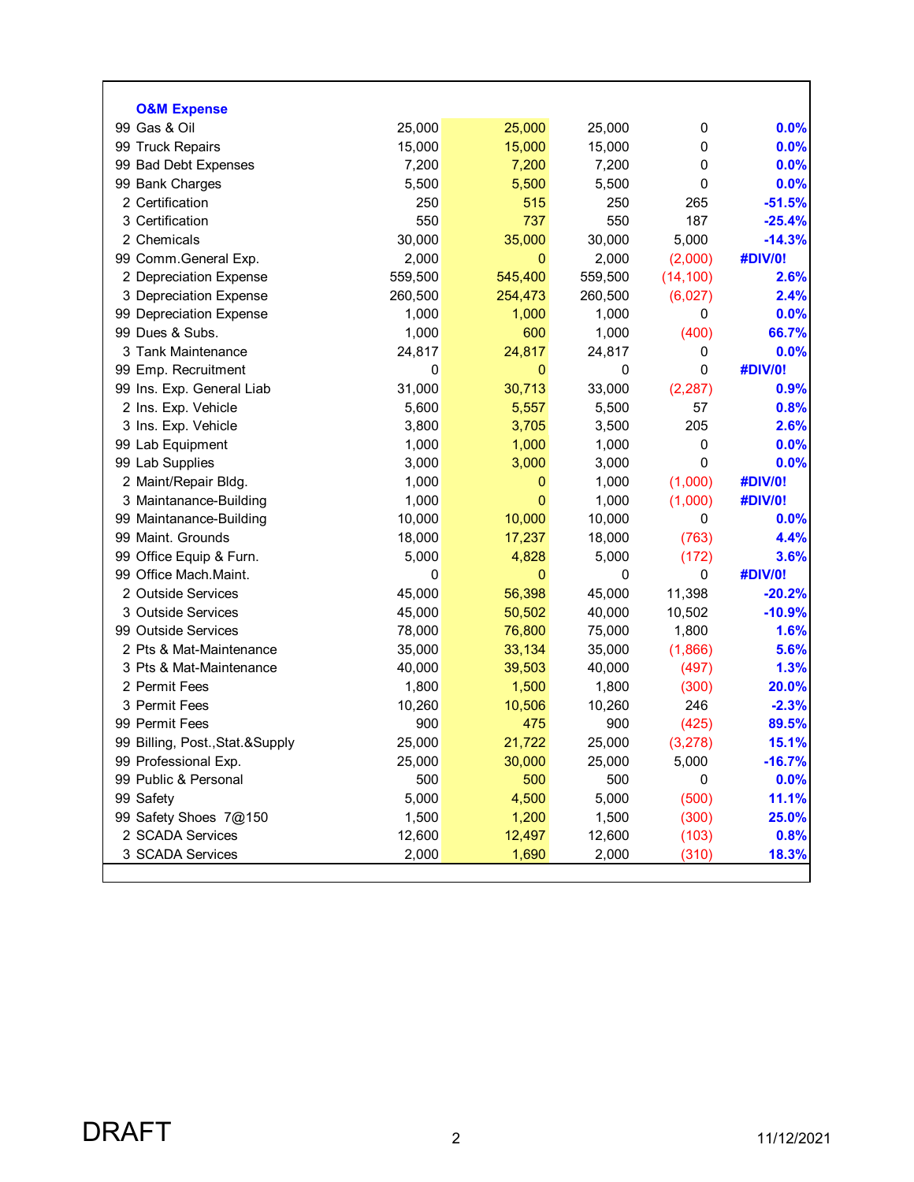| O&M Expense | | | | | |
|---|---|---|---|---|---|
| 99 Gas & Oil | 25,000 | 25,000 | 25,000 | 0 | 0.0% |
| 99 Truck Repairs | 15,000 | 15,000 | 15,000 | 0 | 0.0% |
| 99 Bad Debt Expenses | 7,200 | 7,200 | 7,200 | 0 | 0.0% |
| 99 Bank Charges | 5,500 | 5,500 | 5,500 | 0 | 0.0% |
| 2 Certification | 250 | 515 | 250 | 265 | -51.5% |
| 3 Certification | 550 | 737 | 550 | 187 | -25.4% |
| 2 Chemicals | 30,000 | 35,000 | 30,000 | 5,000 | -14.3% |
| 99 Comm.General Exp. | 2,000 | 0 | 2,000 | (2,000) | #DIV/0! |
| 2 Depreciation Expense | 559,500 | 545,400 | 559,500 | (14,100) | 2.6% |
| 3 Depreciation Expense | 260,500 | 254,473 | 260,500 | (6,027) | 2.4% |
| 99 Depreciation Expense | 1,000 | 1,000 | 1,000 | 0 | 0.0% |
| 99 Dues & Subs. | 1,000 | 600 | 1,000 | (400) | 66.7% |
| 3 Tank Maintenance | 24,817 | 24,817 | 24,817 | 0 | 0.0% |
| 99 Emp. Recruitment | 0 | 0 | 0 | 0 | #DIV/0! |
| 99 Ins. Exp. General Liab | 31,000 | 30,713 | 33,000 | (2,287) | 0.9% |
| 2 Ins. Exp. Vehicle | 5,600 | 5,557 | 5,500 | 57 | 0.8% |
| 3 Ins. Exp. Vehicle | 3,800 | 3,705 | 3,500 | 205 | 2.6% |
| 99 Lab Equipment | 1,000 | 1,000 | 1,000 | 0 | 0.0% |
| 99 Lab Supplies | 3,000 | 3,000 | 3,000 | 0 | 0.0% |
| 2 Maint/Repair Bldg. | 1,000 | 0 | 1,000 | (1,000) | #DIV/0! |
| 3 Maintanance-Building | 1,000 | 0 | 1,000 | (1,000) | #DIV/0! |
| 99 Maintanance-Building | 10,000 | 10,000 | 10,000 | 0 | 0.0% |
| 99 Maint. Grounds | 18,000 | 17,237 | 18,000 | (763) | 4.4% |
| 99 Office Equip & Furn. | 5,000 | 4,828 | 5,000 | (172) | 3.6% |
| 99 Office Mach.Maint. | 0 | 0 | 0 | 0 | #DIV/0! |
| 2 Outside Services | 45,000 | 56,398 | 45,000 | 11,398 | -20.2% |
| 3 Outside Services | 45,000 | 50,502 | 40,000 | 10,502 | -10.9% |
| 99 Outside Services | 78,000 | 76,800 | 75,000 | 1,800 | 1.6% |
| 2 Pts & Mat-Maintenance | 35,000 | 33,134 | 35,000 | (1,866) | 5.6% |
| 3 Pts & Mat-Maintenance | 40,000 | 39,503 | 40,000 | (497) | 1.3% |
| 2 Permit Fees | 1,800 | 1,500 | 1,800 | (300) | 20.0% |
| 3 Permit Fees | 10,260 | 10,506 | 10,260 | 246 | -2.3% |
| 99 Permit Fees | 900 | 475 | 900 | (425) | 89.5% |
| 99 Billing, Post.,Stat.&Supply | 25,000 | 21,722 | 25,000 | (3,278) | 15.1% |
| 99 Professional Exp. | 25,000 | 30,000 | 25,000 | 5,000 | -16.7% |
| 99 Public & Personal | 500 | 500 | 500 | 0 | 0.0% |
| 99 Safety | 5,000 | 4,500 | 5,000 | (500) | 11.1% |
| 99 Safety Shoes 7@150 | 1,500 | 1,200 | 1,500 | (300) | 25.0% |
| 2 SCADA Services | 12,600 | 12,497 | 12,600 | (103) | 0.8% |
| 3 SCADA Services | 2,000 | 1,690 | 2,000 | (310) | 18.3% |

DRAFT

11/12/2021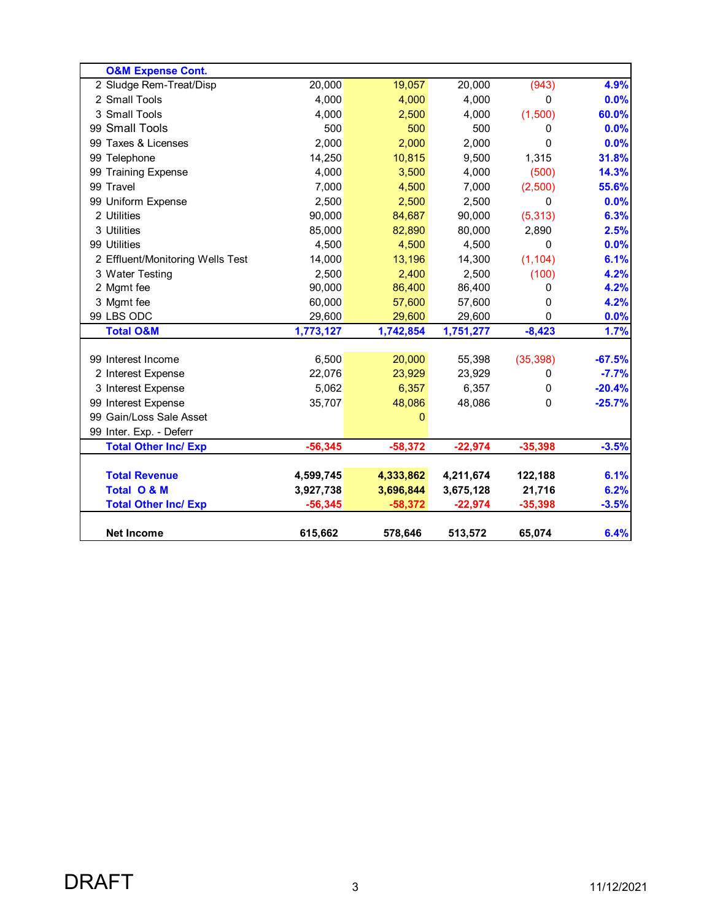| O&M Expense Cont. | | | | | |
|---|---|---|---|---|---|
| 2 Sludge Rem-Treat/Disp | 20,000 | 19,057 | 20,000 | (943) | 4.9% |
| 2 Small Tools | 4,000 | 4,000 | 4,000 | 0 | 0.0% |
| 3 Small Tools | 4,000 | 2,500 | 4,000 | (1,500) | 60.0% |
| 99 Small Tools | 500 | 500 | 500 | 0 | 0.0% |
| 99 Taxes & Licenses | 2,000 | 2,000 | 2,000 | 0 | 0.0% |
| 99 Telephone | 14,250 | 10,815 | 9,500 | 1,315 | 31.8% |
| 99 Training Expense | 4,000 | 3,500 | 4,000 | (500) | 14.3% |
| 99 Travel | 7,000 | 4,500 | 7,000 | (2,500) | 55.6% |
| 99 Uniform Expense | 2,500 | 2,500 | 2,500 | 0 | 0.0% |
| 2 Utilities | 90,000 | 84,687 | 90,000 | (5,313) | 6.3% |
| 3 Utilities | 85,000 | 82,890 | 80,000 | 2,890 | 2.5% |
| 99 Utilities | 4,500 | 4,500 | 4,500 | 0 | 0.0% |
| 2 Effluent/Monitoring Wells Test | 14,000 | 13,196 | 14,300 | (1,104) | 6.1% |
| 3 Water Testing | 2,500 | 2,400 | 2,500 | (100) | 4.2% |
| 2 Mgmt fee | 90,000 | 86,400 | 86,400 | 0 | 4.2% |
| 3 Mgmt fee | 60,000 | 57,600 | 57,600 | 0 | 4.2% |
| 99 LBS ODC | 29,600 | 29,600 | 29,600 | 0 | 0.0% |
| **Total O&M** | **1,773,127** | **1,742,854** | **1,751,277** | **-8,423** | **1.7%** |
| | | | | | |
| 99 Interest Income | 6,500 | 20,000 | 55,398 | (35,398) | -67.5% |
| 2 Interest Expense | 22,076 | 23,929 | 23,929 | 0 | -7.7% |
| 3 Interest Expense | 5,062 | 6,357 | 6,357 | 0 | -20.4% |
| 99 Interest Expense | 35,707 | 48,086 | 48,086 | 0 | -25.7% |
| 99 Gain/Loss Sale Asset | | 0 | | | |
| 99 Inter. Exp. - Deferr | | | | | |
| **Total Other Inc/ Exp** | **-56,345** | **-58,372** | **-22,974** | **-35,398** | **-3.5%** |
| | | | | | |
| **Total Revenue** | **4,599,745** | **4,333,862** | **4,211,674** | **122,188** | **6.1%** |
| **Total O & M** | **3,927,738** | **3,696,844** | **3,675,128** | **21,716** | **6.2%** |
| **Total Other Inc/ Exp** | **-56,345** | **-58,372** | **-22,974** | **-35,398** | **-3.5%** |
| | | | | | |
| **Net Income** | **615,662** | **578,646** | **513,572** | **65,074** | **6.4%** |

DRAFT

11/12/2021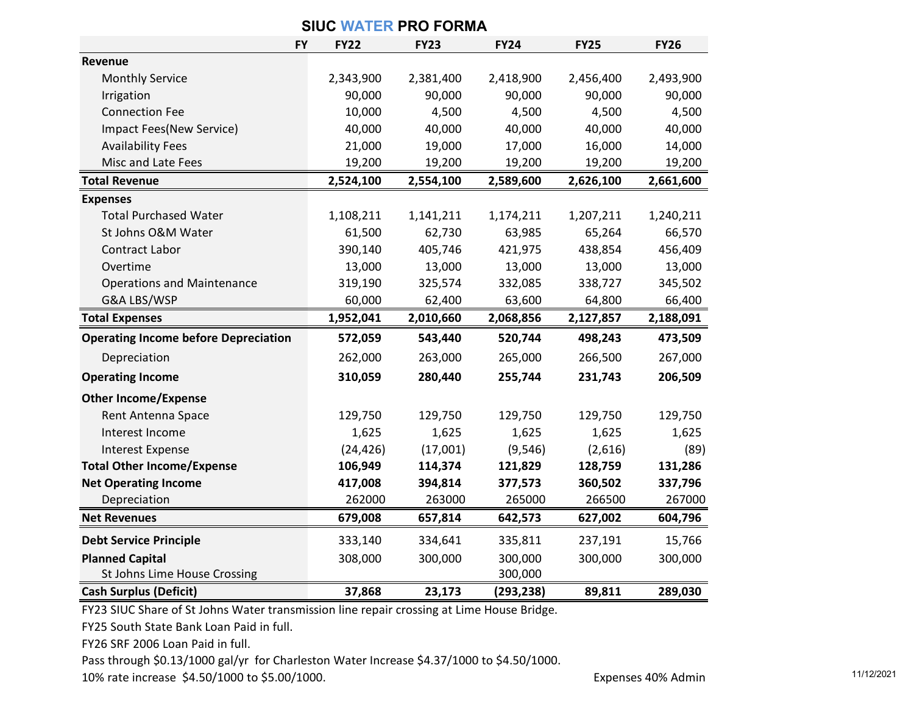# SIUC WATER PRO FORMA

| FY | FY22 | FY23 | FY24 | FY25 | FY26 |
|---|---|---|---|---|---|
| **Revenue** | | | | | |
| Monthly Service | 2,343,900 | 2,381,400 | 2,418,900 | 2,456,400 | 2,493,900 |
| Irrigation | 90,000 | 90,000 | 90,000 | 90,000 | 90,000 |
| Connection Fee | 10,000 | 4,500 | 4,500 | 4,500 | 4,500 |
| Impact Fees(New Service) | 40,000 | 40,000 | 40,000 | 40,000 | 40,000 |
| Availability Fees | 21,000 | 19,000 | 17,000 | 16,000 | 14,000 |
| Misc and Late Fees | 19,200 | 19,200 | 19,200 | 19,200 | 19,200 |
| **Total Revenue** | **2,524,100** | **2,554,100** | **2,589,600** | **2,626,100** | **2,661,600** |
| **Expenses** | | | | | |
| Total Purchased Water | 1,108,211 | 1,141,211 | 1,174,211 | 1,207,211 | 1,240,211 |
| St Johns O&M Water | 61,500 | 62,730 | 63,985 | 65,264 | 66,570 |
| Contract Labor | 390,140 | 405,746 | 421,975 | 438,854 | 456,409 |
| Overtime | 13,000 | 13,000 | 13,000 | 13,000 | 13,000 |
| Operations and Maintenance | 319,190 | 325,574 | 332,085 | 338,727 | 345,502 |
| G&A LBS/WSP | 60,000 | 62,400 | 63,600 | 64,800 | 66,400 |
| **Total Expenses** | **1,952,041** | **2,010,660** | **2,068,856** | **2,127,857** | **2,188,091** |
| **Operating Income before Depreciation** | **572,059** | **543,440** | **520,744** | **498,243** | **473,509** |
| Depreciation | 262,000 | 263,000 | 265,000 | 266,500 | 267,000 |
| **Operating Income** | **310,059** | **280,440** | **255,744** | **231,743** | **206,509** |
| **Other Income/Expense** | | | | | |
| Rent Antenna Space | 129,750 | 129,750 | 129,750 | 129,750 | 129,750 |
| Interest Income | 1,625 | 1,625 | 1,625 | 1,625 | 1,625 |
| Interest Expense | (24,426) | (17,001) | (9,546) | (2,616) | (89) |
| **Total Other Income/Expense** | **106,949** | **114,374** | **121,829** | **128,759** | **131,286** |
| **Net Operating Income** | **417,008** | **394,814** | **377,573** | **360,502** | **337,796** |
| Depreciation | 262000 | 263000 | 265000 | 266500 | 267000 |
| **Net Revenues** | **679,008** | **657,814** | **642,573** | **627,002** | **604,796** |
| **Debt Service Principle** | 333,140 | 334,641 | 335,811 | 237,191 | 15,766 |
| **Planned Capital** | 308,000 | 300,000 | 300,000 | 300,000 | 300,000 |
| St Johns Lime House Crossing | | | 300,000 | | |
| **Cash Surplus (Deficit)** | **37,868** | **23,173** | **(293,238)** | **89,811** | **289,030** |

FY23 SIUC Share of St Johns Water transmission line repair crossing at Lime House Bridge.

FY25 South State Bank Loan Paid in full.

FY26 SRF 2006 Loan Paid in full.

Pass through $0.13/1000 gal/yr for Charleston Water Increase $4.37/1000 to $4.50/1000.

10% rate increase $4.50/1000 to $5.00/1000.

Expenses 40% Admin

11/12/2021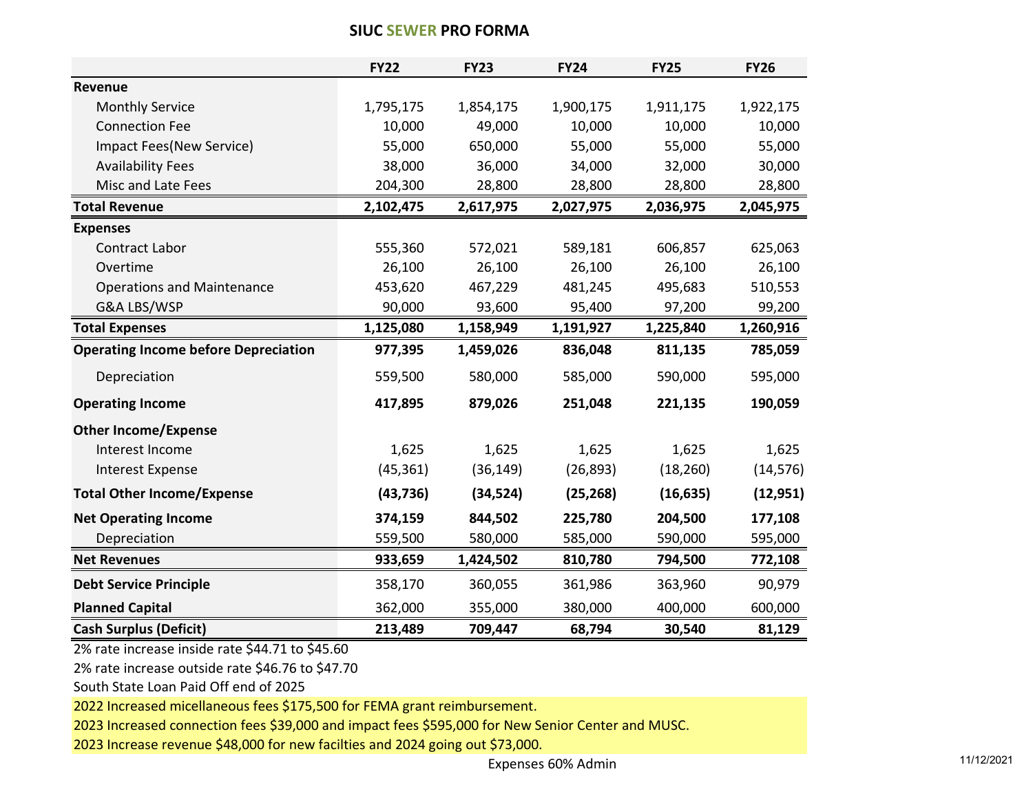# SIUC SEWER PRO FORMA

| | FY22 | FY23 | FY24 | FY25 | FY26 |
|---|---|---|---|---|---|
| **Revenue** | | | | | |
| Monthly Service | 1,795,175 | 1,854,175 | 1,900,175 | 1,911,175 | 1,922,175 |
| Connection Fee | 10,000 | 49,000 | 10,000 | 10,000 | 10,000 |
| Impact Fees(New Service) | 55,000 | 650,000 | 55,000 | 55,000 | 55,000 |
| Availability Fees | 38,000 | 36,000 | 34,000 | 32,000 | 30,000 |
| Misc and Late Fees | 204,300 | 28,800 | 28,800 | 28,800 | 28,800 |
| **Total Revenue** | **2,102,475** | **2,617,975** | **2,027,975** | **2,036,975** | **2,045,975** |
| **Expenses** | | | | | |
| Contract Labor | 555,360 | 572,021 | 589,181 | 606,857 | 625,063 |
| Overtime | 26,100 | 26,100 | 26,100 | 26,100 | 26,100 |
| Operations and Maintenance | 453,620 | 467,229 | 481,245 | 495,683 | 510,553 |
| G&A LBS/WSP | 90,000 | 93,600 | 95,400 | 97,200 | 99,200 |
| **Total Expenses** | **1,125,080** | **1,158,949** | **1,191,927** | **1,225,840** | **1,260,916** |
| **Operating Income before Depreciation** | **977,395** | **1,459,026** | **836,048** | **811,135** | **785,059** |
| Depreciation | 559,500 | 580,000 | 585,000 | 590,000 | 595,000 |
| **Operating Income** | **417,895** | **879,026** | **251,048** | **221,135** | **190,059** |
| **Other Income/Expense** | | | | | |
| Interest Income | 1,625 | 1,625 | 1,625 | 1,625 | 1,625 |
| Interest Expense | (45,361) | (36,149) | (26,893) | (18,260) | (14,576) |
| **Total Other Income/Expense** | **(43,736)** | **(34,524)** | **(25,268)** | **(16,635)** | **(12,951)** |
| **Net Operating Income** | **374,159** | **844,502** | **225,780** | **204,500** | **177,108** |
| Depreciation | 559,500 | 580,000 | 585,000 | 590,000 | 595,000 |
| **Net Revenues** | **933,659** | **1,424,502** | **810,780** | **794,500** | **772,108** |
| **Debt Service Principle** | 358,170 | 360,055 | 361,986 | 363,960 | 90,979 |
| **Planned Capital** | 362,000 | 355,000 | 380,000 | 400,000 | 600,000 |
| **Cash Surplus (Deficit)** | **213,489** | **709,447** | **68,794** | **30,540** | **81,129** |

2% rate increase inside rate $44.71 to $45.60

2% rate increase outside rate $46.76 to $47.70

South State Loan Paid Off end of 2025

2022 Increased micellaneous fees $175,500 for FEMA grant reimbursement.

2023 Increased connection fees $39,000 and impact fees $595,000 for New Senior Center and MUSC.

2023 Increase revenue $48,000 for new facilties and 2024 going out $73,000.

Expenses 60% Admin

11/12/2021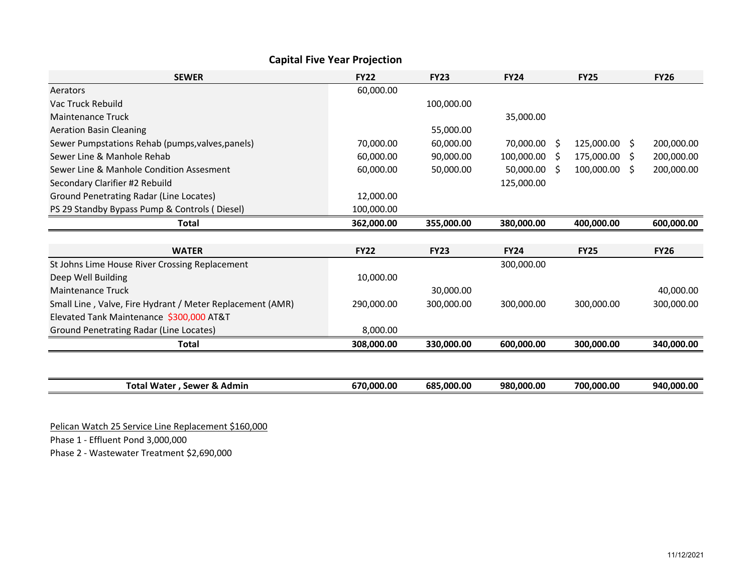## Capital Five Year Projection

| SEWER | FY22 | FY23 | FY24 | FY25 | FY26 |
|---|---|---|---|---|---|
| Aerators | 60,000.00 | | | | |
| Vac Truck Rebuild | | 100,000.00 | | | |
| Maintenance Truck | | | 35,000.00 | | |
| Aeration Basin Cleaning | | 55,000.00 | | | |
| Sewer Pumpstations Rehab (pumps,valves,panels) | 70,000.00 | 60,000.00 | 70,000.00 | $ 125,000.00 | $ 200,000.00 |
| Sewer Line & Manhole Rehab | 60,000.00 | 90,000.00 | 100,000.00 | $ 175,000.00 | $ 200,000.00 |
| Sewer Line & Manhole Condition Assesment | 60,000.00 | 50,000.00 | 50,000.00 | $ 100,000.00 | $ 200,000.00 |
| Secondary Clarifier #2 Rebuild | | | 125,000.00 | | |
| Ground Penetrating Radar (Line Locates) | 12,000.00 | | | | |
| PS 29 Standby Bypass Pump & Controls ( Diesel) | 100,000.00 | | | | |
| **Total** | **362,000.00** | **355,000.00** | **380,000.00** | **400,000.00** | **600,000.00** |

| WATER | FY22 | FY23 | FY24 | FY25 | FY26 |
|---|---|---|---|---|---|
| St Johns Lime House River Crossing Replacement | | | 300,000.00 | | |
| Deep Well Building | 10,000.00 | | | | |
| Maintenance Truck | | 30,000.00 | | | 40,000.00 |
| Small Line , Valve, Fire Hydrant / Meter Replacement (AMR) | 290,000.00 | 300,000.00 | 300,000.00 | 300,000.00 | 300,000.00 |
| Elevated Tank Maintenance $300,000 AT&T | | | | | |
| Ground Penetrating Radar (Line Locates) | 8,000.00 | | | | |
| **Total** | **308,000.00** | **330,000.00** | **600,000.00** | **300,000.00** | **340,000.00** |

| | | | | | |
|---|---|---|---|---|---|
| **Total Water , Sewer & Admin** | **670,000.00** | **685,000.00** | **980,000.00** | **700,000.00** | **940,000.00** |

Pelican Watch 25 Service Line Replacement $160,000

Phase 1 - Effluent Pond 3,000,000

Phase 2 - Wastewater Treatment $2,690,000

11/12/2021